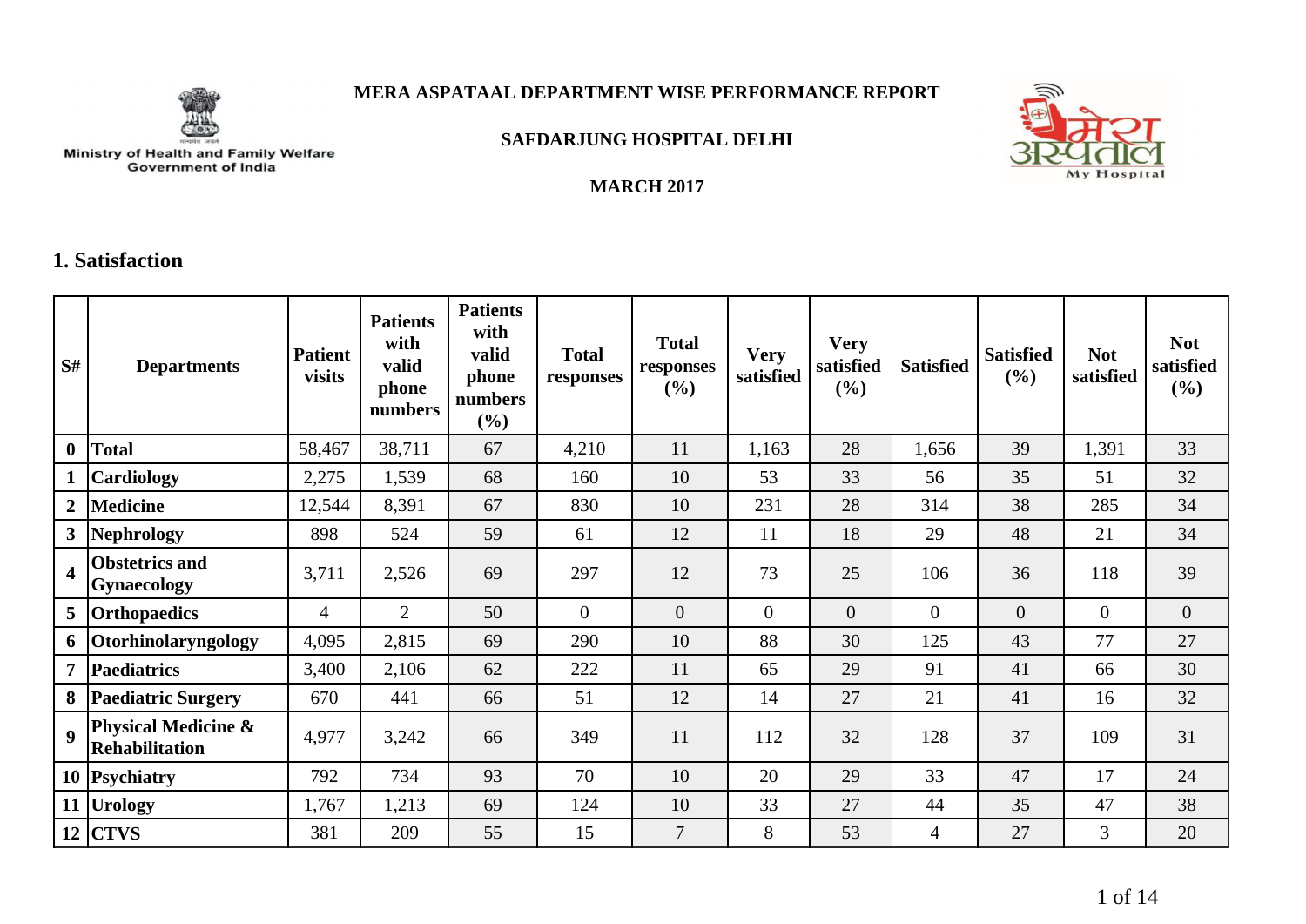Ministry of Health and Family Welfare
Government of India

# MERA ASPATAAL DEPARTMENT WISE PERFORMANCE REPORT

## SAFDARJUNG HOSPITAL DELHI

### MARCH 2017

## 1. Satisfaction

| S# | Departments | Patient visits | Patients with valid phone numbers | Patients with valid phone numbers (%) | Total responses | Total responses (%) | Very satisfied | Very satisfied (%) | Satisfied | Satisfied (%) | Not satisfied | Not satisfied (%) |
|---|---|---|---|---|---|---|---|---|---|---|---|---|
| 0 | Total | 58,467 | 38,711 | 67 | 4,210 | 11 | 1,163 | 28 | 1,656 | 39 | 1,391 | 33 |
| 1 | Cardiology | 2,275 | 1,539 | 68 | 160 | 10 | 53 | 33 | 56 | 35 | 51 | 32 |
| 2 | Medicine | 12,544 | 8,391 | 67 | 830 | 10 | 231 | 28 | 314 | 38 | 285 | 34 |
| 3 | Nephrology | 898 | 524 | 59 | 61 | 12 | 11 | 18 | 29 | 48 | 21 | 34 |
| 4 | Obstetrics and Gynaecology | 3,711 | 2,526 | 69 | 297 | 12 | 73 | 25 | 106 | 36 | 118 | 39 |
| 5 | Orthopaedics | 4 | 2 | 50 | 0 | 0 | 0 | 0 | 0 | 0 | 0 | 0 |
| 6 | Otorhinolaryngology | 4,095 | 2,815 | 69 | 290 | 10 | 88 | 30 | 125 | 43 | 77 | 27 |
| 7 | Paediatrics | 3,400 | 2,106 | 62 | 222 | 11 | 65 | 29 | 91 | 41 | 66 | 30 |
| 8 | Paediatric Surgery | 670 | 441 | 66 | 51 | 12 | 14 | 27 | 21 | 41 | 16 | 32 |
| 9 | Physical Medicine & Rehabilitation | 4,977 | 3,242 | 66 | 349 | 11 | 112 | 32 | 128 | 37 | 109 | 31 |
| 10 | Psychiatry | 792 | 734 | 93 | 70 | 10 | 20 | 29 | 33 | 47 | 17 | 24 |
| 11 | Urology | 1,767 | 1,213 | 69 | 124 | 10 | 33 | 27 | 44 | 35 | 47 | 38 |
| 12 | CTVS | 381 | 209 | 55 | 15 | 7 | 8 | 53 | 4 | 27 | 3 | 20 |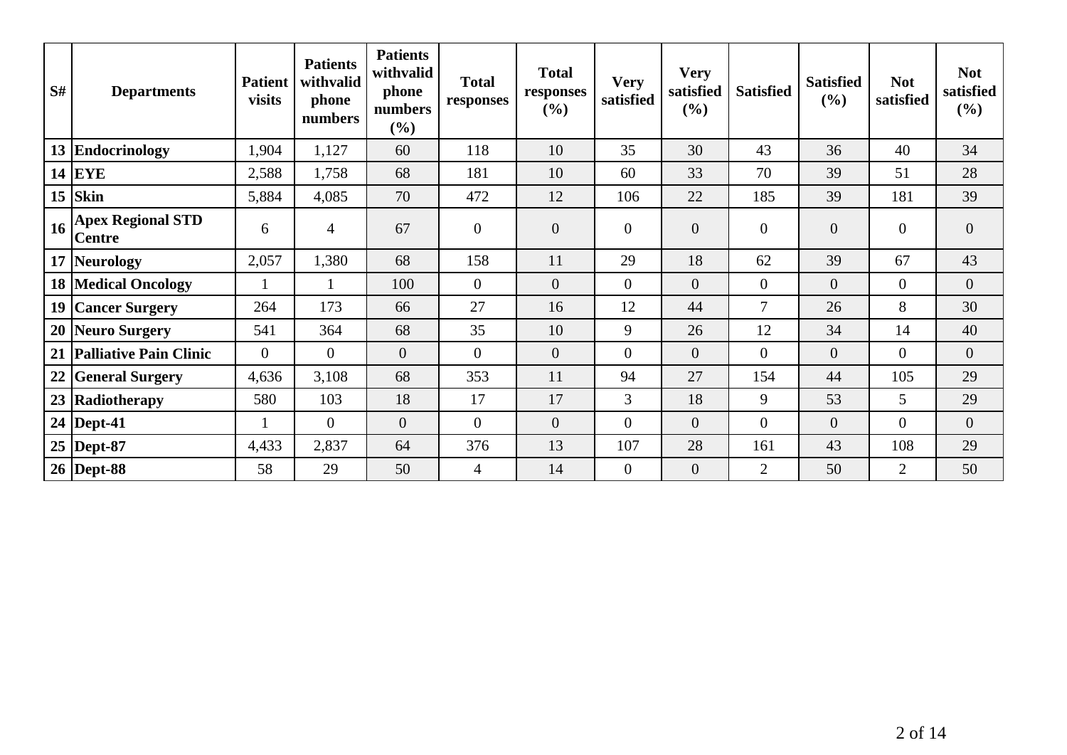| S# | Departments | Patient visits | Patients withvalid phone numbers | Patients withvalid phone numbers (%) | Total responses | Total responses (%) | Very satisfied | Very satisfied (%) | Satisfied | Satisfied (%) | Not satisfied | Not satisfied (%) |
|---|---|---|---|---|---|---|---|---|---|---|---|---|
| 13 | **Endocrinology** | 1,904 | 1,127 | 60 | 118 | 10 | 35 | 30 | 43 | 36 | 40 | 34 |
| 14 | **EYE** | 2,588 | 1,758 | 68 | 181 | 10 | 60 | 33 | 70 | 39 | 51 | 28 |
| 15 | **Skin** | 5,884 | 4,085 | 70 | 472 | 12 | 106 | 22 | 185 | 39 | 181 | 39 |
| 16 | **Apex Regional STD Centre** | 6 | 4 | 67 | 0 | 0 | 0 | 0 | 0 | 0 | 0 | 0 |
| 17 | **Neurology** | 2,057 | 1,380 | 68 | 158 | 11 | 29 | 18 | 62 | 39 | 67 | 43 |
| 18 | **Medical Oncology** | 1 | 1 | 100 | 0 | 0 | 0 | 0 | 0 | 0 | 0 | 0 |
| 19 | **Cancer Surgery** | 264 | 173 | 66 | 27 | 16 | 12 | 44 | 7 | 26 | 8 | 30 |
| 20 | **Neuro Surgery** | 541 | 364 | 68 | 35 | 10 | 9 | 26 | 12 | 34 | 14 | 40 |
| 21 | **Palliative Pain Clinic** | 0 | 0 | 0 | 0 | 0 | 0 | 0 | 0 | 0 | 0 | 0 |
| 22 | **General Surgery** | 4,636 | 3,108 | 68 | 353 | 11 | 94 | 27 | 154 | 44 | 105 | 29 |
| 23 | **Radiotherapy** | 580 | 103 | 18 | 17 | 17 | 3 | 18 | 9 | 53 | 5 | 29 |
| 24 | **Dept-41** | 1 | 0 | 0 | 0 | 0 | 0 | 0 | 0 | 0 | 0 | 0 |
| 25 | **Dept-87** | 4,433 | 2,837 | 64 | 376 | 13 | 107 | 28 | 161 | 43 | 108 | 29 |
| 26 | **Dept-88** | 58 | 29 | 50 | 4 | 14 | 0 | 0 | 2 | 50 | 2 | 50 |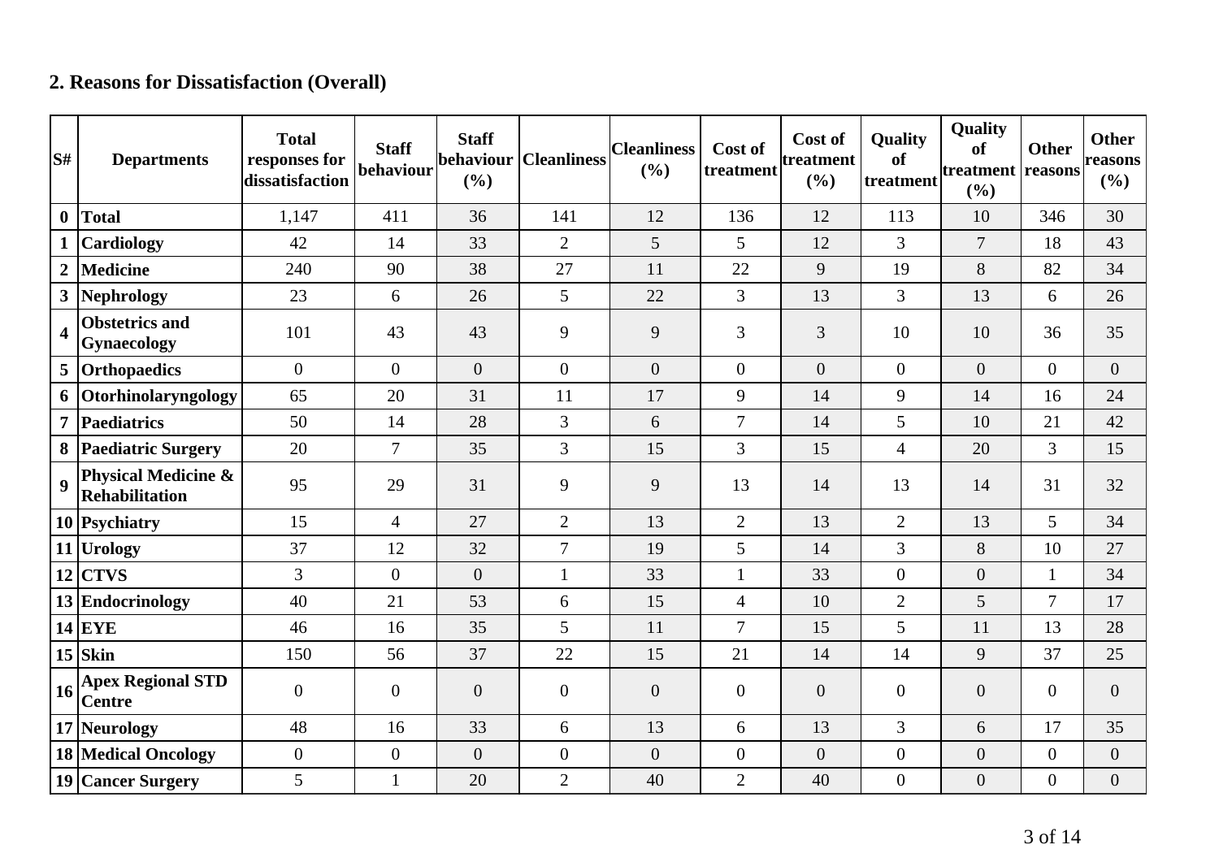## 2. Reasons for Dissatisfaction (Overall)

| S# | Departments | Total responses for dissatisfaction | Staff behaviour | Staff behaviour (%) | Cleanliness | Cleanliness (%) | Cost of treatment | Cost of treatment (%) | Quality of treatment | Quality of treatment (%) | Other reasons | Other reasons (%) |
|---|---|---|---|---|---|---|---|---|---|---|---|---|
| 0 | **Total** | 1,147 | 411 | 36 | 141 | 12 | 136 | 12 | 113 | 10 | 346 | 30 |
| 1 | **Cardiology** | 42 | 14 | 33 | 2 | 5 | 5 | 12 | 3 | 7 | 18 | 43 |
| 2 | **Medicine** | 240 | 90 | 38 | 27 | 11 | 22 | 9 | 19 | 8 | 82 | 34 |
| 3 | **Nephrology** | 23 | 6 | 26 | 5 | 22 | 3 | 13 | 3 | 13 | 6 | 26 |
| 4 | **Obstetrics and Gynaecology** | 101 | 43 | 43 | 9 | 9 | 3 | 3 | 10 | 10 | 36 | 35 |
| 5 | **Orthopaedics** | 0 | 0 | 0 | 0 | 0 | 0 | 0 | 0 | 0 | 0 | 0 |
| 6 | **Otorhinolaryngology** | 65 | 20 | 31 | 11 | 17 | 9 | 14 | 9 | 14 | 16 | 24 |
| 7 | **Paediatrics** | 50 | 14 | 28 | 3 | 6 | 7 | 14 | 5 | 10 | 21 | 42 |
| 8 | **Paediatric Surgery** | 20 | 7 | 35 | 3 | 15 | 3 | 15 | 4 | 20 | 3 | 15 |
| 9 | **Physical Medicine & Rehabilitation** | 95 | 29 | 31 | 9 | 9 | 13 | 14 | 13 | 14 | 31 | 32 |
| 10 | **Psychiatry** | 15 | 4 | 27 | 2 | 13 | 2 | 13 | 2 | 13 | 5 | 34 |
| 11 | **Urology** | 37 | 12 | 32 | 7 | 19 | 5 | 14 | 3 | 8 | 10 | 27 |
| 12 | **CTVS** | 3 | 0 | 0 | 1 | 33 | 1 | 33 | 0 | 0 | 1 | 34 |
| 13 | **Endocrinology** | 40 | 21 | 53 | 6 | 15 | 4 | 10 | 2 | 5 | 7 | 17 |
| 14 | **EYE** | 46 | 16 | 35 | 5 | 11 | 7 | 15 | 5 | 11 | 13 | 28 |
| 15 | **Skin** | 150 | 56 | 37 | 22 | 15 | 21 | 14 | 14 | 9 | 37 | 25 |
| 16 | **Apex Regional STD Centre** | 0 | 0 | 0 | 0 | 0 | 0 | 0 | 0 | 0 | 0 | 0 |
| 17 | **Neurology** | 48 | 16 | 33 | 6 | 13 | 6 | 13 | 3 | 6 | 17 | 35 |
| 18 | **Medical Oncology** | 0 | 0 | 0 | 0 | 0 | 0 | 0 | 0 | 0 | 0 | 0 |
| 19 | **Cancer Surgery** | 5 | 1 | 20 | 2 | 40 | 2 | 40 | 0 | 0 | 0 | 0 |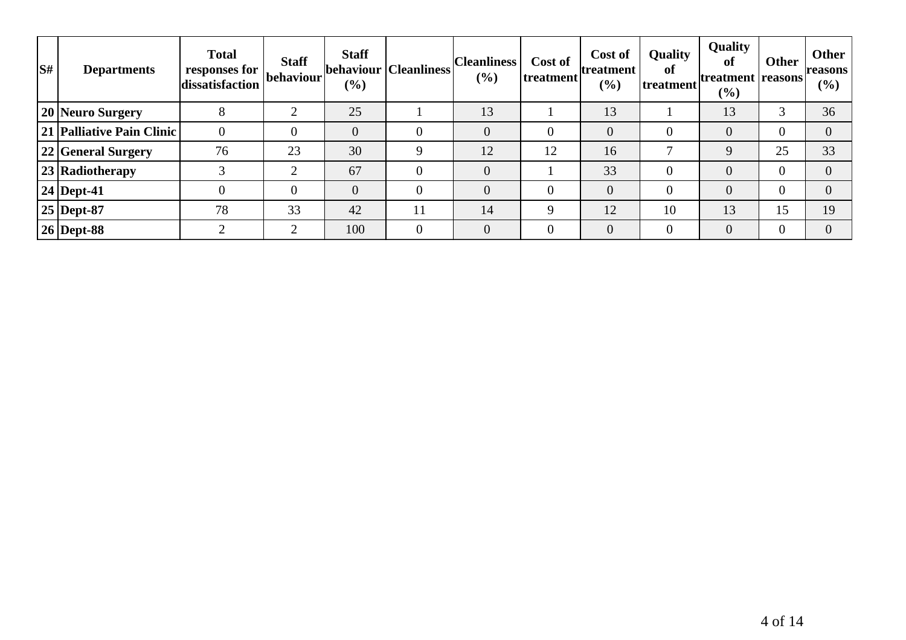| S# | Departments | Total responses for dissatisfaction | Staff behaviour | Staff behaviour (%) | Cleanliness | Cleanliness (%) | Cost of treatment | Cost of treatment (%) | Quality of treatment | Quality of treatment (%) | Other reasons | Other reasons (%) |
|---|---|---|---|---|---|---|---|---|---|---|---|---|
| 20 | Neuro Surgery | 8 | 2 | 25 | 1 | 13 | 1 | 13 | 1 | 13 | 3 | 36 |
| 21 | Palliative Pain Clinic | 0 | 0 | 0 | 0 | 0 | 0 | 0 | 0 | 0 | 0 | 0 |
| 22 | General Surgery | 76 | 23 | 30 | 9 | 12 | 12 | 16 | 7 | 9 | 25 | 33 |
| 23 | Radiotherapy | 3 | 2 | 67 | 0 | 0 | 1 | 33 | 0 | 0 | 0 | 0 |
| 24 | Dept-41 | 0 | 0 | 0 | 0 | 0 | 0 | 0 | 0 | 0 | 0 | 0 |
| 25 | Dept-87 | 78 | 33 | 42 | 11 | 14 | 9 | 12 | 10 | 13 | 15 | 19 |
| 26 | Dept-88 | 2 | 2 | 100 | 0 | 0 | 0 | 0 | 0 | 0 | 0 | 0 |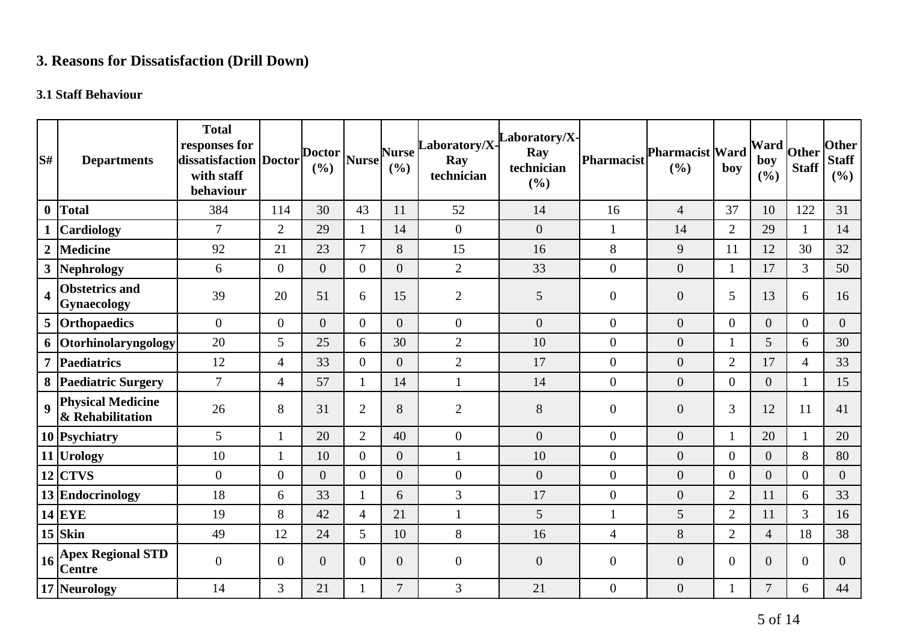## 3. Reasons for Dissatisfaction (Drill Down)

### 3.1 Staff Behaviour

| S# | Departments | Total responses for dissatisfaction with staff behaviour | Doctor | Doctor (%) | Nurse | Nurse (%) | Laboratory/X-Ray technician | Laboratory/X-Ray technician (%) | Pharmacist | Pharmacist (%) | Ward boy | Ward boy (%) | Other Staff | Other Staff (%) |
|---|---|---|---|---|---|---|---|---|---|---|---|---|---|---|
| **0** | **Total** | 384 | 114 | 30 | 43 | 11 | 52 | 14 | 16 | 4 | 37 | 10 | 122 | 31 |
| **1** | **Cardiology** | 7 | 2 | 29 | 1 | 14 | 0 | 0 | 1 | 14 | 2 | 29 | 1 | 14 |
| **2** | **Medicine** | 92 | 21 | 23 | 7 | 8 | 15 | 16 | 8 | 9 | 11 | 12 | 30 | 32 |
| **3** | **Nephrology** | 6 | 0 | 0 | 0 | 0 | 2 | 33 | 0 | 0 | 1 | 17 | 3 | 50 |
| **4** | **Obstetrics and Gynaecology** | 39 | 20 | 51 | 6 | 15 | 2 | 5 | 0 | 0 | 5 | 13 | 6 | 16 |
| **5** | **Orthopaedics** | 0 | 0 | 0 | 0 | 0 | 0 | 0 | 0 | 0 | 0 | 0 | 0 | 0 |
| **6** | **Otorhinolaryngology** | 20 | 5 | 25 | 6 | 30 | 2 | 10 | 0 | 0 | 1 | 5 | 6 | 30 |
| **7** | **Paediatrics** | 12 | 4 | 33 | 0 | 0 | 2 | 17 | 0 | 0 | 2 | 17 | 4 | 33 |
| **8** | **Paediatric Surgery** | 7 | 4 | 57 | 1 | 14 | 1 | 14 | 0 | 0 | 0 | 0 | 1 | 15 |
| **9** | **Physical Medicine & Rehabilitation** | 26 | 8 | 31 | 2 | 8 | 2 | 8 | 0 | 0 | 3 | 12 | 11 | 41 |
| **10** | **Psychiatry** | 5 | 1 | 20 | 2 | 40 | 0 | 0 | 0 | 0 | 1 | 20 | 1 | 20 |
| **11** | **Urology** | 10 | 1 | 10 | 0 | 0 | 1 | 10 | 0 | 0 | 0 | 0 | 8 | 80 |
| **12** | **CTVS** | 0 | 0 | 0 | 0 | 0 | 0 | 0 | 0 | 0 | 0 | 0 | 0 | 0 |
| **13** | **Endocrinology** | 18 | 6 | 33 | 1 | 6 | 3 | 17 | 0 | 0 | 2 | 11 | 6 | 33 |
| **14** | **EYE** | 19 | 8 | 42 | 4 | 21 | 1 | 5 | 1 | 5 | 2 | 11 | 3 | 16 |
| **15** | **Skin** | 49 | 12 | 24 | 5 | 10 | 8 | 16 | 4 | 8 | 2 | 4 | 18 | 38 |
| **16** | **Apex Regional STD Centre** | 0 | 0 | 0 | 0 | 0 | 0 | 0 | 0 | 0 | 0 | 0 | 0 | 0 |
| **17** | **Neurology** | 14 | 3 | 21 | 1 | 7 | 3 | 21 | 0 | 0 | 1 | 7 | 6 | 44 |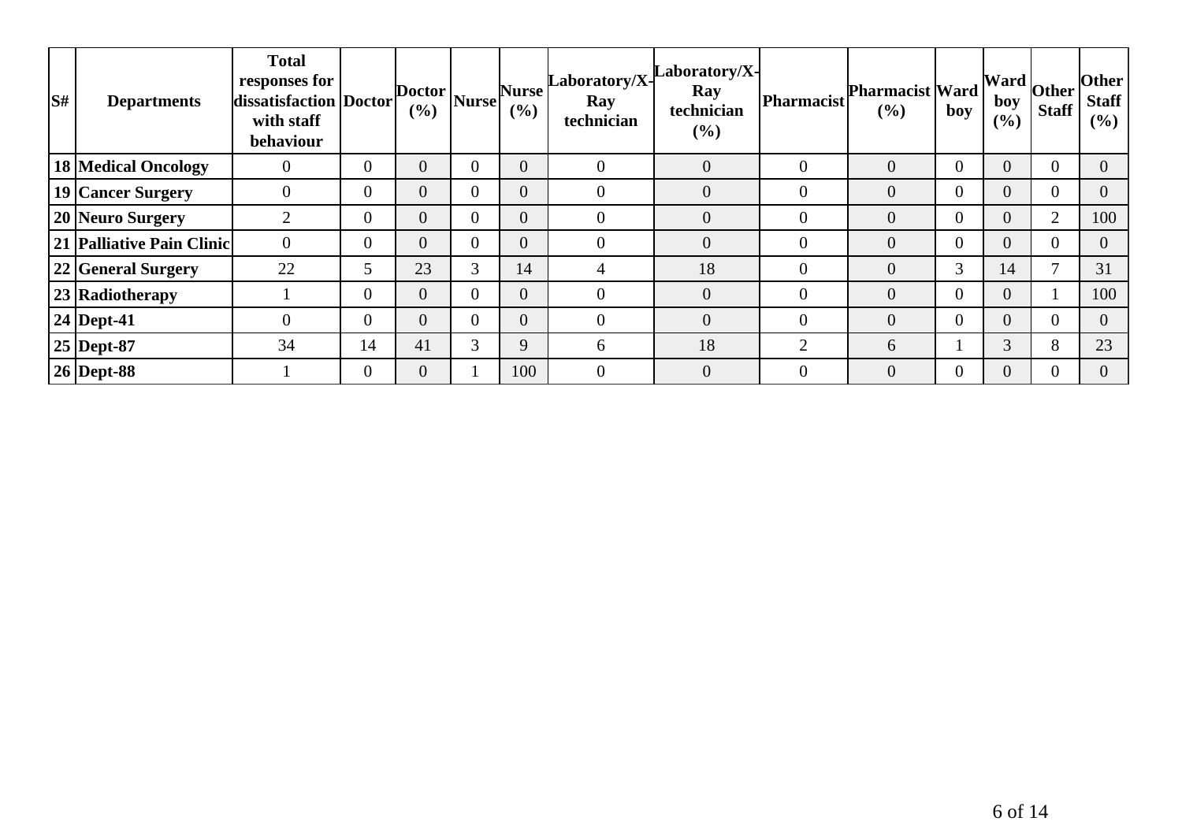| S# | Departments | Total responses for dissatisfaction with staff behaviour | Doctor | Doctor (%) | Nurse | Nurse (%) | Laboratory/X-Ray technician | Laboratory/X-Ray technician (%) | Pharmacist | Pharmacist (%) | Ward boy | Ward boy (%) | Other Staff | Other Staff (%) |
|---|---|---|---|---|---|---|---|---|---|---|---|---|---|---|
| 18 | Medical Oncology | 0 | 0 | 0 | 0 | 0 | 0 | 0 | 0 | 0 | 0 | 0 | 0 | 0 |
| 19 | Cancer Surgery | 0 | 0 | 0 | 0 | 0 | 0 | 0 | 0 | 0 | 0 | 0 | 0 | 0 |
| 20 | Neuro Surgery | 2 | 0 | 0 | 0 | 0 | 0 | 0 | 0 | 0 | 0 | 0 | 2 | 100 |
| 21 | Palliative Pain Clinic | 0 | 0 | 0 | 0 | 0 | 0 | 0 | 0 | 0 | 0 | 0 | 0 | 0 |
| 22 | General Surgery | 22 | 5 | 23 | 3 | 14 | 4 | 18 | 0 | 0 | 3 | 14 | 7 | 31 |
| 23 | Radiotherapy | 1 | 0 | 0 | 0 | 0 | 0 | 0 | 0 | 0 | 0 | 0 | 1 | 100 |
| 24 | Dept-41 | 0 | 0 | 0 | 0 | 0 | 0 | 0 | 0 | 0 | 0 | 0 | 0 | 0 |
| 25 | Dept-87 | 34 | 14 | 41 | 3 | 9 | 6 | 18 | 2 | 6 | 1 | 3 | 8 | 23 |
| 26 | Dept-88 | 1 | 0 | 0 | 1 | 100 | 0 | 0 | 0 | 0 | 0 | 0 | 0 | 0 |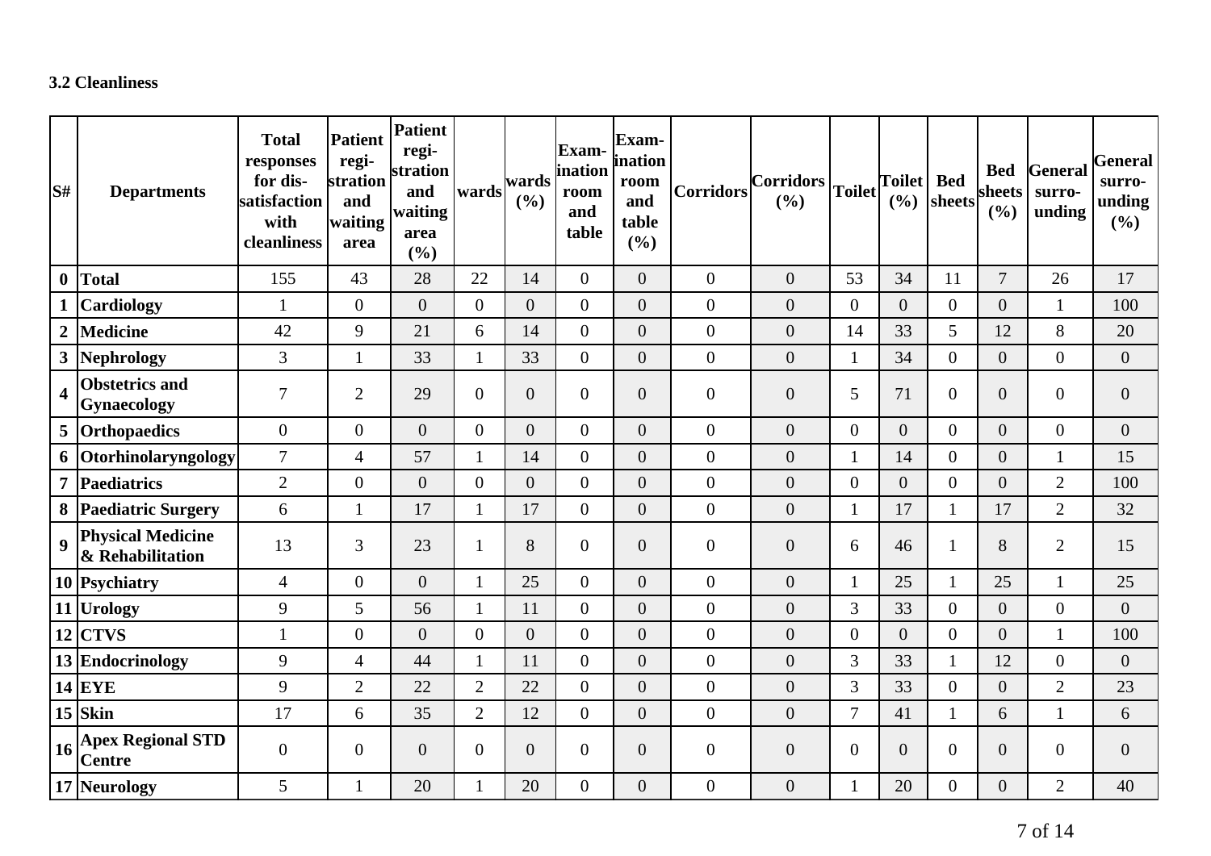### 3.2 Cleanliness

| S# | Departments | Total responses for dis-satisfaction with cleanliness | Patient regi-stration and waiting area | Patient regi-stration and waiting area (%) | wards | wards (%) | Exam-ination room and table | Exam-ination room and table (%) | Corridors | Corridors (%) | Toilet | Toilet (%) | Bed sheets | Bed sheets (%) | General surro-unding | General surro-unding (%) |
|---|---|---|---|---|---|---|---|---|---|---|---|---|---|---|---|---|
| 0 | Total | 155 | 43 | 28 | 22 | 14 | 0 | 0 | 0 | 0 | 53 | 34 | 11 | 7 | 26 | 17 |
| 1 | Cardiology | 1 | 0 | 0 | 0 | 0 | 0 | 0 | 0 | 0 | 0 | 0 | 0 | 0 | 1 | 100 |
| 2 | Medicine | 42 | 9 | 21 | 6 | 14 | 0 | 0 | 0 | 0 | 14 | 33 | 5 | 12 | 8 | 20 |
| 3 | Nephrology | 3 | 1 | 33 | 1 | 33 | 0 | 0 | 0 | 0 | 1 | 34 | 0 | 0 | 0 | 0 |
| 4 | Obstetrics and Gynaecology | 7 | 2 | 29 | 0 | 0 | 0 | 0 | 0 | 0 | 5 | 71 | 0 | 0 | 0 | 0 |
| 5 | Orthopaedics | 0 | 0 | 0 | 0 | 0 | 0 | 0 | 0 | 0 | 0 | 0 | 0 | 0 | 0 | 0 |
| 6 | Otorhinolaryngology | 7 | 4 | 57 | 1 | 14 | 0 | 0 | 0 | 0 | 1 | 14 | 0 | 0 | 1 | 15 |
| 7 | Paediatrics | 2 | 0 | 0 | 0 | 0 | 0 | 0 | 0 | 0 | 0 | 0 | 0 | 0 | 2 | 100 |
| 8 | Paediatric Surgery | 6 | 1 | 17 | 1 | 17 | 0 | 0 | 0 | 0 | 1 | 17 | 1 | 17 | 2 | 32 |
| 9 | Physical Medicine & Rehabilitation | 13 | 3 | 23 | 1 | 8 | 0 | 0 | 0 | 0 | 6 | 46 | 1 | 8 | 2 | 15 |
| 10 | Psychiatry | 4 | 0 | 0 | 1 | 25 | 0 | 0 | 0 | 0 | 1 | 25 | 1 | 25 | 1 | 25 |
| 11 | Urology | 9 | 5 | 56 | 1 | 11 | 0 | 0 | 0 | 0 | 3 | 33 | 0 | 0 | 0 | 0 |
| 12 | CTVS | 1 | 0 | 0 | 0 | 0 | 0 | 0 | 0 | 0 | 0 | 0 | 0 | 0 | 1 | 100 |
| 13 | Endocrinology | 9 | 4 | 44 | 1 | 11 | 0 | 0 | 0 | 0 | 3 | 33 | 1 | 12 | 0 | 0 |
| 14 | EYE | 9 | 2 | 22 | 2 | 22 | 0 | 0 | 0 | 0 | 3 | 33 | 0 | 0 | 2 | 23 |
| 15 | Skin | 17 | 6 | 35 | 2 | 12 | 0 | 0 | 0 | 0 | 7 | 41 | 1 | 6 | 1 | 6 |
| 16 | Apex Regional STD Centre | 0 | 0 | 0 | 0 | 0 | 0 | 0 | 0 | 0 | 0 | 0 | 0 | 0 | 0 | 0 |
| 17 | Neurology | 5 | 1 | 20 | 1 | 20 | 0 | 0 | 0 | 0 | 1 | 20 | 0 | 0 | 2 | 40 |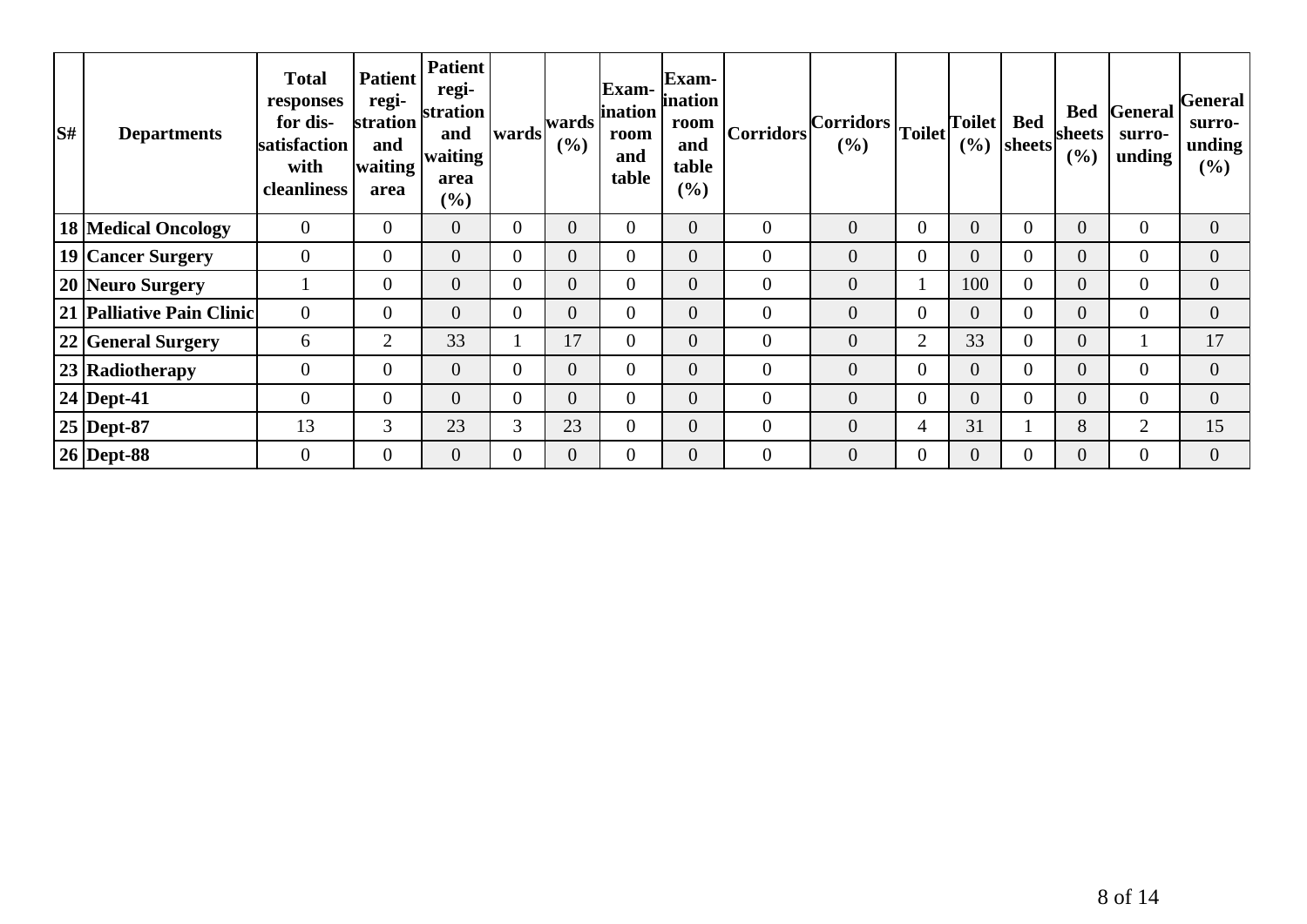| S# | Departments | Total responses for dis-satisfaction with cleanliness | Patient regi-stration and waiting area | Patient regi-stration and waiting area (%) | wards | wards (%) | Exam-ination room and table | Exam-ination room and table (%) | Corridors | Corridors (%) | Toilet | Toilet (%) | Bed sheets | Bed sheets (%) | General surro-unding | General surro-unding (%) |
|---|---|---|---|---|---|---|---|---|---|---|---|---|---|---|---|---|
| **18** | **Medical Oncology** | 0 | 0 | 0 | 0 | 0 | 0 | 0 | 0 | 0 | 0 | 0 | 0 | 0 | 0 | 0 |
| **19** | **Cancer Surgery** | 0 | 0 | 0 | 0 | 0 | 0 | 0 | 0 | 0 | 0 | 0 | 0 | 0 | 0 | 0 |
| **20** | **Neuro Surgery** | 1 | 0 | 0 | 0 | 0 | 0 | 0 | 0 | 0 | 1 | 100 | 0 | 0 | 0 | 0 |
| **21** | **Palliative Pain Clinic** | 0 | 0 | 0 | 0 | 0 | 0 | 0 | 0 | 0 | 0 | 0 | 0 | 0 | 0 | 0 |
| **22** | **General Surgery** | 6 | 2 | 33 | 1 | 17 | 0 | 0 | 0 | 0 | 2 | 33 | 0 | 0 | 1 | 17 |
| **23** | **Radiotherapy** | 0 | 0 | 0 | 0 | 0 | 0 | 0 | 0 | 0 | 0 | 0 | 0 | 0 | 0 | 0 |
| **24** | **Dept-41** | 0 | 0 | 0 | 0 | 0 | 0 | 0 | 0 | 0 | 0 | 0 | 0 | 0 | 0 | 0 |
| **25** | **Dept-87** | 13 | 3 | 23 | 3 | 23 | 0 | 0 | 0 | 0 | 4 | 31 | 1 | 8 | 2 | 15 |
| **26** | **Dept-88** | 0 | 0 | 0 | 0 | 0 | 0 | 0 | 0 | 0 | 0 | 0 | 0 | 0 | 0 | 0 |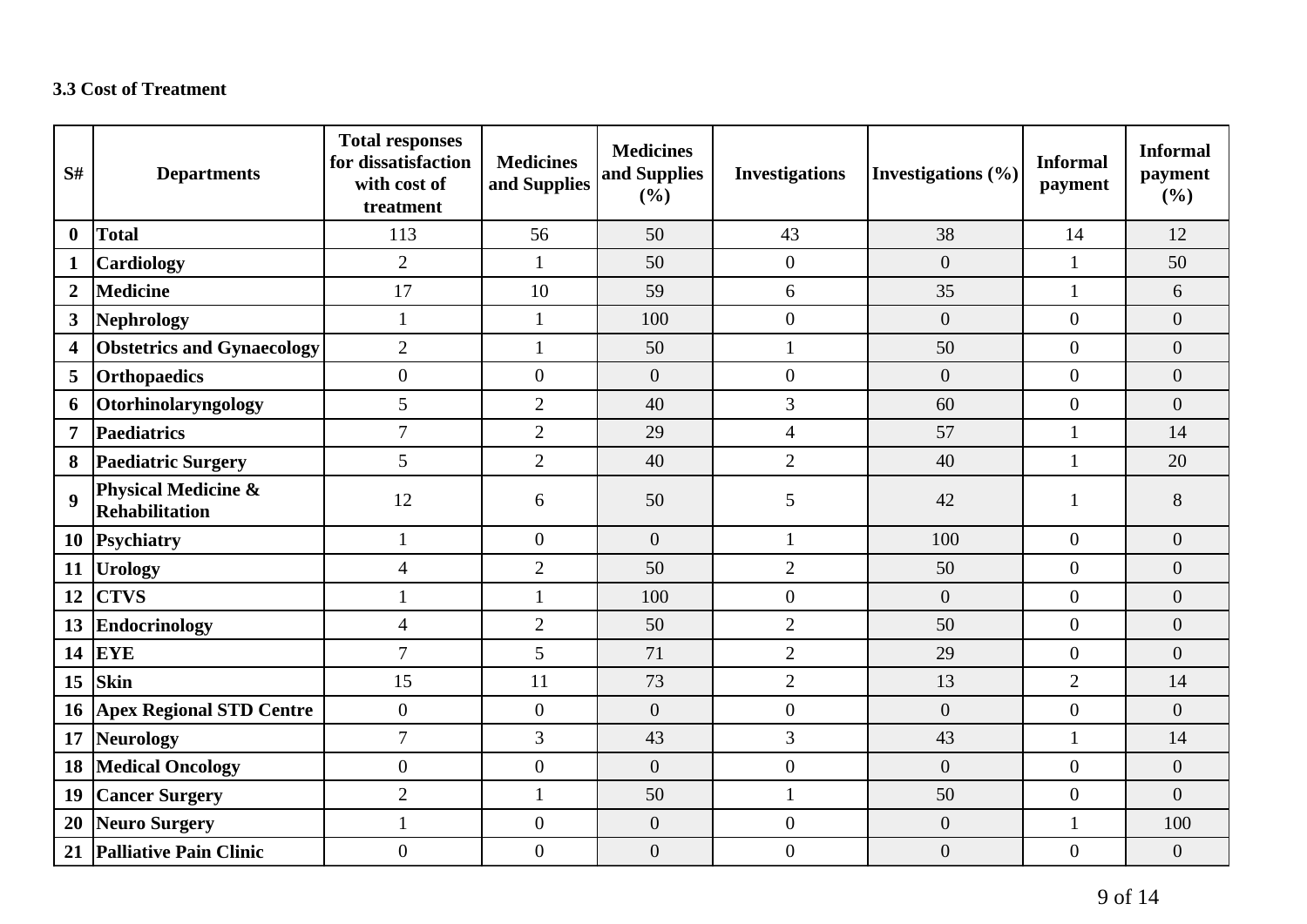### 3.3 Cost of Treatment

| S# | Departments | Total responses for dissatisfaction with cost of treatment | Medicines and Supplies | Medicines and Supplies (%) | Investigations | Investigations (%) | Informal payment | Informal payment (%) |
|---|---|---|---|---|---|---|---|---|
| **0** | **Total** | 113 | 56 | 50 | 43 | 38 | 14 | 12 |
| **1** | **Cardiology** | 2 | 1 | 50 | 0 | 0 | 1 | 50 |
| **2** | **Medicine** | 17 | 10 | 59 | 6 | 35 | 1 | 6 |
| **3** | **Nephrology** | 1 | 1 | 100 | 0 | 0 | 0 | 0 |
| **4** | **Obstetrics and Gynaecology** | 2 | 1 | 50 | 1 | 50 | 0 | 0 |
| **5** | **Orthopaedics** | 0 | 0 | 0 | 0 | 0 | 0 | 0 |
| **6** | **Otorhinolaryngology** | 5 | 2 | 40 | 3 | 60 | 0 | 0 |
| **7** | **Paediatrics** | 7 | 2 | 29 | 4 | 57 | 1 | 14 |
| **8** | **Paediatric Surgery** | 5 | 2 | 40 | 2 | 40 | 1 | 20 |
| **9** | **Physical Medicine & Rehabilitation** | 12 | 6 | 50 | 5 | 42 | 1 | 8 |
| **10** | **Psychiatry** | 1 | 0 | 0 | 1 | 100 | 0 | 0 |
| **11** | **Urology** | 4 | 2 | 50 | 2 | 50 | 0 | 0 |
| **12** | **CTVS** | 1 | 1 | 100 | 0 | 0 | 0 | 0 |
| **13** | **Endocrinology** | 4 | 2 | 50 | 2 | 50 | 0 | 0 |
| **14** | **EYE** | 7 | 5 | 71 | 2 | 29 | 0 | 0 |
| **15** | **Skin** | 15 | 11 | 73 | 2 | 13 | 2 | 14 |
| **16** | **Apex Regional STD Centre** | 0 | 0 | 0 | 0 | 0 | 0 | 0 |
| **17** | **Neurology** | 7 | 3 | 43 | 3 | 43 | 1 | 14 |
| **18** | **Medical Oncology** | 0 | 0 | 0 | 0 | 0 | 0 | 0 |
| **19** | **Cancer Surgery** | 2 | 1 | 50 | 1 | 50 | 0 | 0 |
| **20** | **Neuro Surgery** | 1 | 0 | 0 | 0 | 0 | 1 | 100 |
| **21** | **Palliative Pain Clinic** | 0 | 0 | 0 | 0 | 0 | 0 | 0 |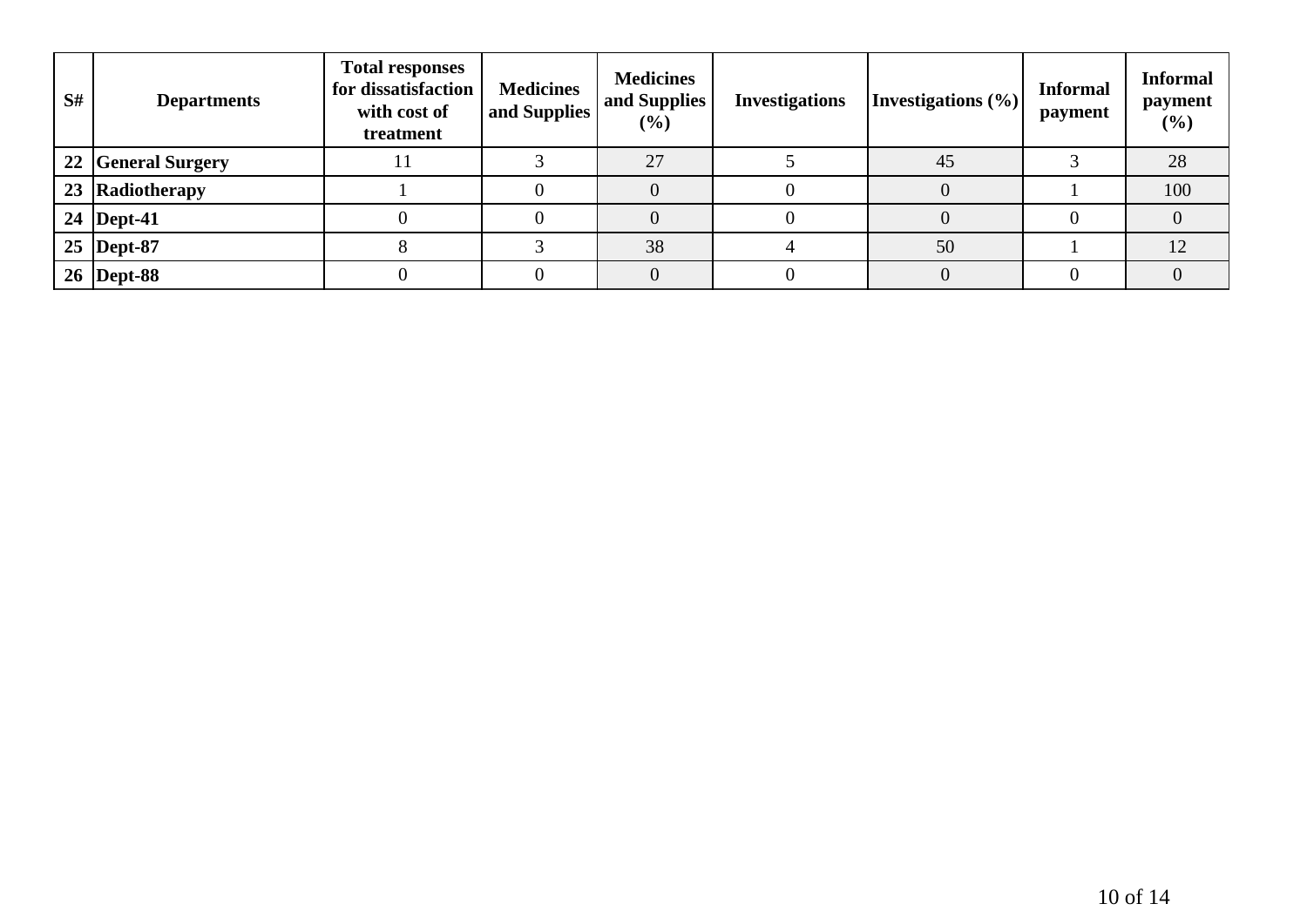| S# | Departments | Total responses for dissatisfaction with cost of treatment | Medicines and Supplies | Medicines and Supplies (%) | Investigations | Investigations (%) | Informal payment | Informal payment (%) |
|---|---|---|---|---|---|---|---|---|
| **22** | **General Surgery** | 11 | 3 | 27 | 5 | 45 | 3 | 28 |
| **23** | **Radiotherapy** | 1 | 0 | 0 | 0 | 0 | 1 | 100 |
| **24** | **Dept-41** | 0 | 0 | 0 | 0 | 0 | 0 | 0 |
| **25** | **Dept-87** | 8 | 3 | 38 | 4 | 50 | 1 | 12 |
| **26** | **Dept-88** | 0 | 0 | 0 | 0 | 0 | 0 | 0 |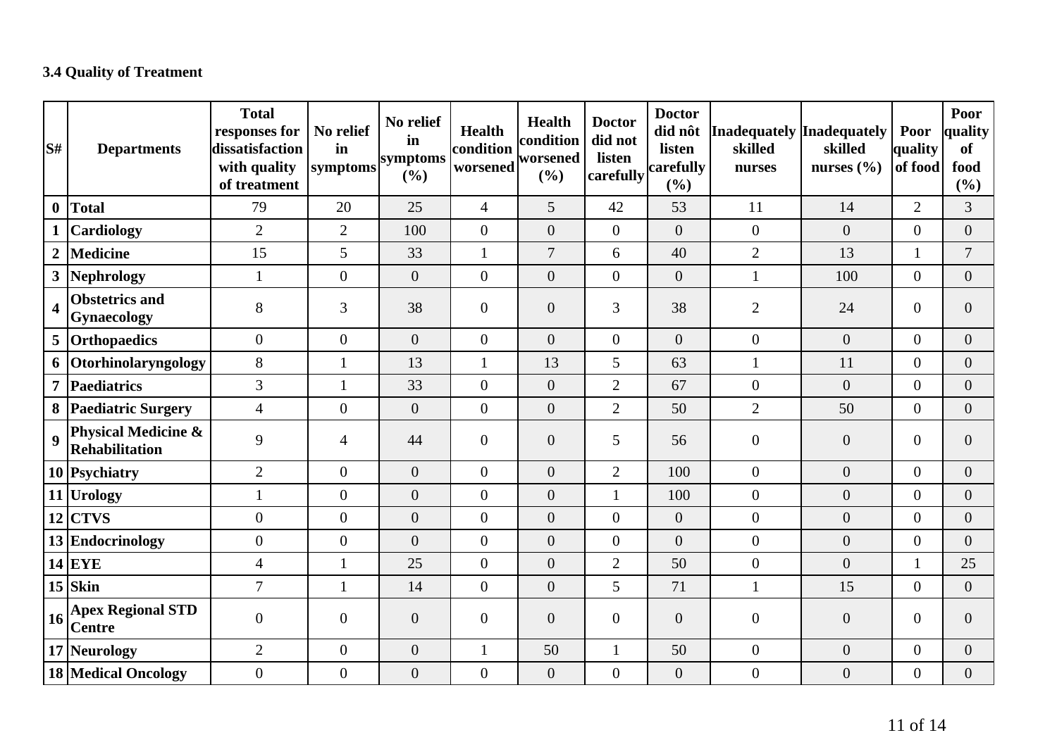### 3.4 Quality of Treatment

| S# | Departments | Total responses for dissatisfaction with quality of treatment | No relief in symptoms | No relief in symptoms (%) | Health condition worsened | Health condition worsened (%) | Doctor did not listen carefully | Doctor did nôt listen carefully (%) | Inadequately skilled nurses | Inadequately skilled nurses (%) | Poor quality of food | Poor quality of food (%) |
|---|---|---|---|---|---|---|---|---|---|---|---|---|
| 0 | Total | 79 | 20 | 25 | 4 | 5 | 42 | 53 | 11 | 14 | 2 | 3 |
| 1 | Cardiology | 2 | 2 | 100 | 0 | 0 | 0 | 0 | 0 | 0 | 0 | 0 |
| 2 | Medicine | 15 | 5 | 33 | 1 | 7 | 6 | 40 | 2 | 13 | 1 | 7 |
| 3 | Nephrology | 1 | 0 | 0 | 0 | 0 | 0 | 0 | 1 | 100 | 0 | 0 |
| 4 | Obstetrics and Gynaecology | 8 | 3 | 38 | 0 | 0 | 3 | 38 | 2 | 24 | 0 | 0 |
| 5 | Orthopaedics | 0 | 0 | 0 | 0 | 0 | 0 | 0 | 0 | 0 | 0 | 0 |
| 6 | Otorhinolaryngology | 8 | 1 | 13 | 1 | 13 | 5 | 63 | 1 | 11 | 0 | 0 |
| 7 | Paediatrics | 3 | 1 | 33 | 0 | 0 | 2 | 67 | 0 | 0 | 0 | 0 |
| 8 | Paediatric Surgery | 4 | 0 | 0 | 0 | 0 | 2 | 50 | 2 | 50 | 0 | 0 |
| 9 | Physical Medicine & Rehabilitation | 9 | 4 | 44 | 0 | 0 | 5 | 56 | 0 | 0 | 0 | 0 |
| 10 | Psychiatry | 2 | 0 | 0 | 0 | 0 | 2 | 100 | 0 | 0 | 0 | 0 |
| 11 | Urology | 1 | 0 | 0 | 0 | 0 | 1 | 100 | 0 | 0 | 0 | 0 |
| 12 | CTVS | 0 | 0 | 0 | 0 | 0 | 0 | 0 | 0 | 0 | 0 | 0 |
| 13 | Endocrinology | 0 | 0 | 0 | 0 | 0 | 0 | 0 | 0 | 0 | 0 | 0 |
| 14 | EYE | 4 | 1 | 25 | 0 | 0 | 2 | 50 | 0 | 0 | 1 | 25 |
| 15 | Skin | 7 | 1 | 14 | 0 | 0 | 5 | 71 | 1 | 15 | 0 | 0 |
| 16 | Apex Regional STD Centre | 0 | 0 | 0 | 0 | 0 | 0 | 0 | 0 | 0 | 0 | 0 |
| 17 | Neurology | 2 | 0 | 0 | 1 | 50 | 1 | 50 | 0 | 0 | 0 | 0 |
| 18 | Medical Oncology | 0 | 0 | 0 | 0 | 0 | 0 | 0 | 0 | 0 | 0 | 0 |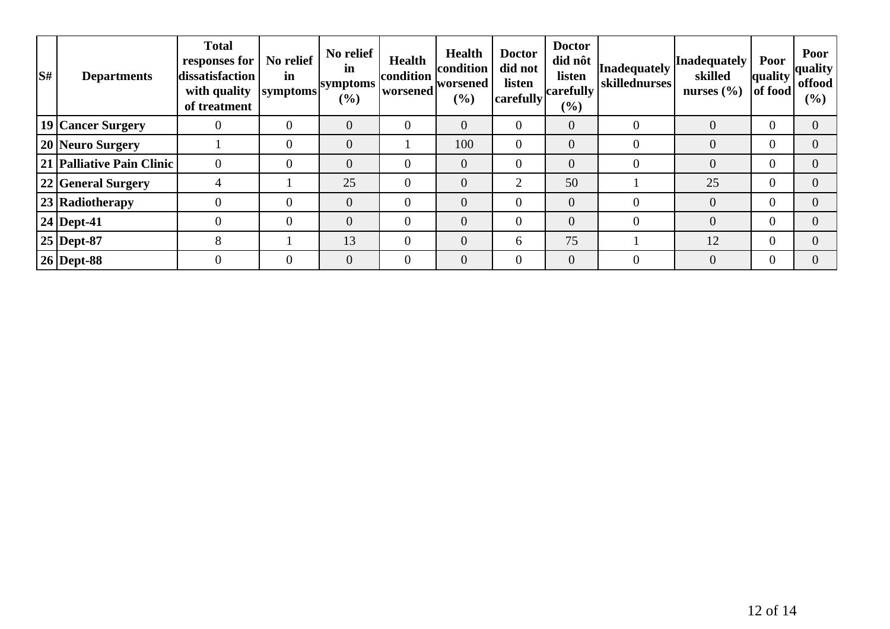| S# | Departments | Total responses for dissatisfaction with quality of treatment | No relief in symptoms | No relief in symptoms (%) | Health condition worsened | Health condition worsened (%) | Doctor did not listen carefully | Doctor did nôt listen carefully (%) | Inadequately skillednurses | Inadequately skilled nurses (%) | Poor quality of food | Poor quality offood (%) |
|---|---|---|---|---|---|---|---|---|---|---|---|---|
| 19 | Cancer Surgery | 0 | 0 | 0 | 0 | 0 | 0 | 0 | 0 | 0 | 0 | 0 |
| 20 | Neuro Surgery | 1 | 0 | 0 | 1 | 100 | 0 | 0 | 0 | 0 | 0 | 0 |
| 21 | Palliative Pain Clinic | 0 | 0 | 0 | 0 | 0 | 0 | 0 | 0 | 0 | 0 | 0 |
| 22 | General Surgery | 4 | 1 | 25 | 0 | 0 | 2 | 50 | 1 | 25 | 0 | 0 |
| 23 | Radiotherapy | 0 | 0 | 0 | 0 | 0 | 0 | 0 | 0 | 0 | 0 | 0 |
| 24 | Dept-41 | 0 | 0 | 0 | 0 | 0 | 0 | 0 | 0 | 0 | 0 | 0 |
| 25 | Dept-87 | 8 | 1 | 13 | 0 | 0 | 6 | 75 | 1 | 12 | 0 | 0 |
| 26 | Dept-88 | 0 | 0 | 0 | 0 | 0 | 0 | 0 | 0 | 0 | 0 | 0 |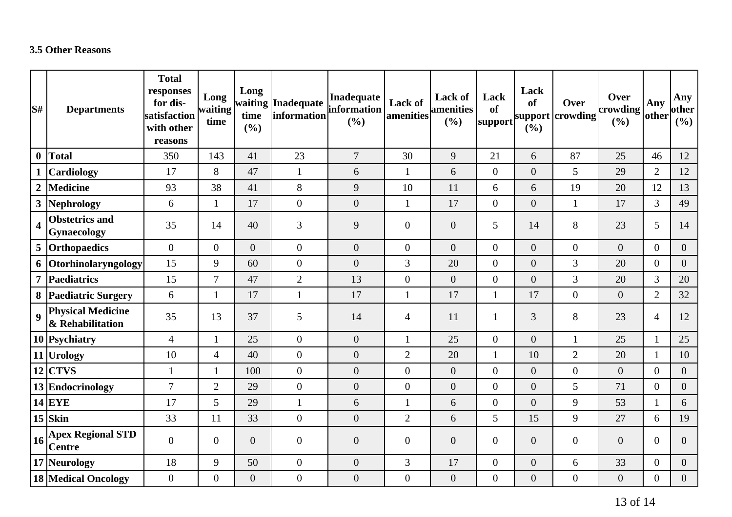### 3.5 Other Reasons

| S# | Departments | Total responses for dis-satisfaction with other reasons | Long waiting time | Long waiting time (%) | Inadequate information | Inadequate information (%) | Lack of amenities | Lack of amenities (%) | Lack of support | Lack of support (%) | Over crowding | Over crowding (%) | Any other | Any other (%) |
|---|---|---|---|---|---|---|---|---|---|---|---|---|---|---|
| 0 | **Total** | 350 | 143 | 41 | 23 | 7 | 30 | 9 | 21 | 6 | 87 | 25 | 46 | 12 |
| 1 | **Cardiology** | 17 | 8 | 47 | 1 | 6 | 1 | 6 | 0 | 0 | 5 | 29 | 2 | 12 |
| 2 | **Medicine** | 93 | 38 | 41 | 8 | 9 | 10 | 11 | 6 | 6 | 19 | 20 | 12 | 13 |
| 3 | **Nephrology** | 6 | 1 | 17 | 0 | 0 | 1 | 17 | 0 | 0 | 1 | 17 | 3 | 49 |
| 4 | **Obstetrics and Gynaecology** | 35 | 14 | 40 | 3 | 9 | 0 | 0 | 5 | 14 | 8 | 23 | 5 | 14 |
| 5 | **Orthopaedics** | 0 | 0 | 0 | 0 | 0 | 0 | 0 | 0 | 0 | 0 | 0 | 0 | 0 |
| 6 | **Otorhinolaryngology** | 15 | 9 | 60 | 0 | 0 | 3 | 20 | 0 | 0 | 3 | 20 | 0 | 0 |
| 7 | **Paediatrics** | 15 | 7 | 47 | 2 | 13 | 0 | 0 | 0 | 0 | 3 | 20 | 3 | 20 |
| 8 | **Paediatric Surgery** | 6 | 1 | 17 | 1 | 17 | 1 | 17 | 1 | 17 | 0 | 0 | 2 | 32 |
| 9 | **Physical Medicine & Rehabilitation** | 35 | 13 | 37 | 5 | 14 | 4 | 11 | 1 | 3 | 8 | 23 | 4 | 12 |
| 10 | **Psychiatry** | 4 | 1 | 25 | 0 | 0 | 1 | 25 | 0 | 0 | 1 | 25 | 1 | 25 |
| 11 | **Urology** | 10 | 4 | 40 | 0 | 0 | 2 | 20 | 1 | 10 | 2 | 20 | 1 | 10 |
| 12 | **CTVS** | 1 | 1 | 100 | 0 | 0 | 0 | 0 | 0 | 0 | 0 | 0 | 0 | 0 |
| 13 | **Endocrinology** | 7 | 2 | 29 | 0 | 0 | 0 | 0 | 0 | 0 | 5 | 71 | 0 | 0 |
| 14 | **EYE** | 17 | 5 | 29 | 1 | 6 | 1 | 6 | 0 | 0 | 9 | 53 | 1 | 6 |
| 15 | **Skin** | 33 | 11 | 33 | 0 | 0 | 2 | 6 | 5 | 15 | 9 | 27 | 6 | 19 |
| 16 | **Apex Regional STD Centre** | 0 | 0 | 0 | 0 | 0 | 0 | 0 | 0 | 0 | 0 | 0 | 0 | 0 |
| 17 | **Neurology** | 18 | 9 | 50 | 0 | 0 | 3 | 17 | 0 | 0 | 6 | 33 | 0 | 0 |
| 18 | **Medical Oncology** | 0 | 0 | 0 | 0 | 0 | 0 | 0 | 0 | 0 | 0 | 0 | 0 | 0 |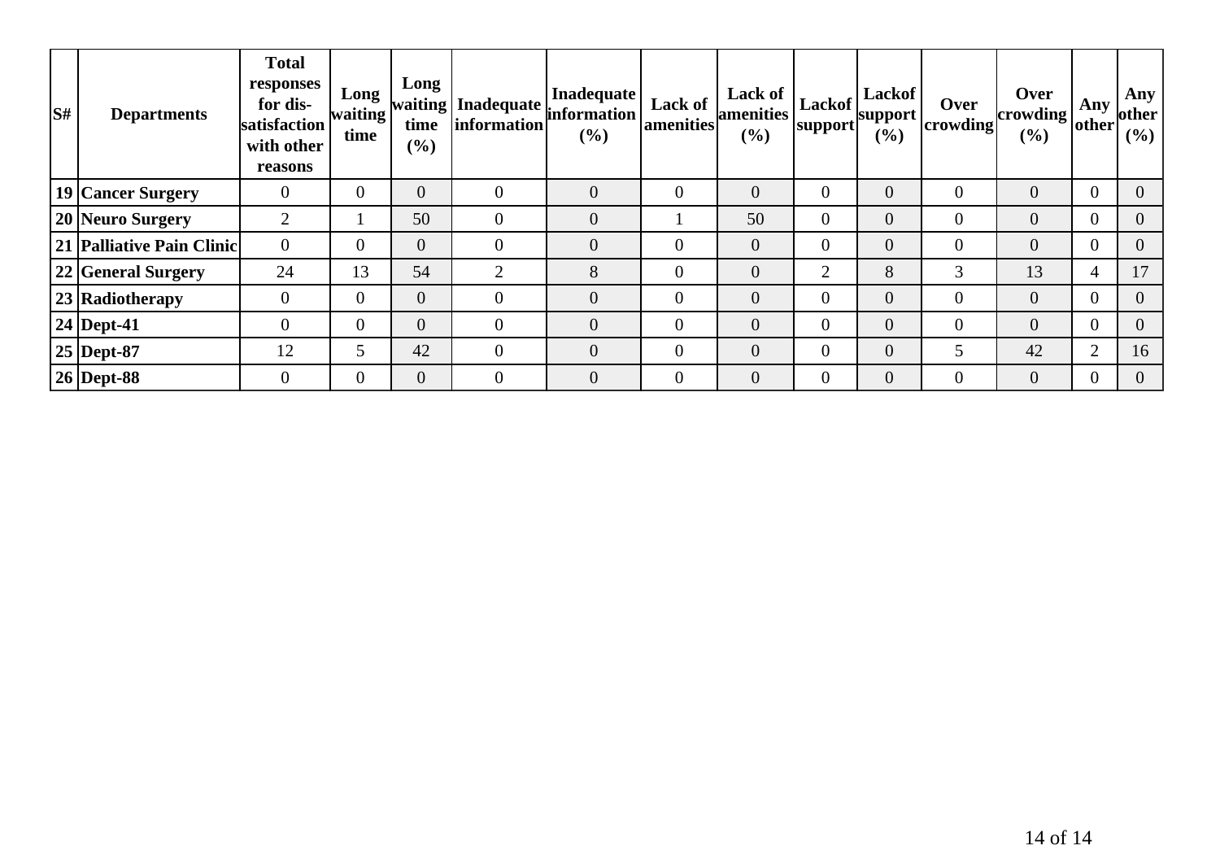| S# | Departments | Total responses for dis-satisfaction with other reasons | Long waiting time | Long waiting time (%) | Inadequate information | Inadequate information (%) | Lack of amenities | Lack of amenities (%) | Lackof support | Lackof support (%) | Over crowding | Over crowding (%) | Any other | Any other (%) |
|---|---|---|---|---|---|---|---|---|---|---|---|---|---|---|
| 19 | Cancer Surgery | 0 | 0 | 0 | 0 | 0 | 0 | 0 | 0 | 0 | 0 | 0 | 0 | 0 |
| 20 | Neuro Surgery | 2 | 1 | 50 | 0 | 0 | 1 | 50 | 0 | 0 | 0 | 0 | 0 | 0 |
| 21 | Palliative Pain Clinic | 0 | 0 | 0 | 0 | 0 | 0 | 0 | 0 | 0 | 0 | 0 | 0 | 0 |
| 22 | General Surgery | 24 | 13 | 54 | 2 | 8 | 0 | 0 | 2 | 8 | 3 | 13 | 4 | 17 |
| 23 | Radiotherapy | 0 | 0 | 0 | 0 | 0 | 0 | 0 | 0 | 0 | 0 | 0 | 0 | 0 |
| 24 | Dept-41 | 0 | 0 | 0 | 0 | 0 | 0 | 0 | 0 | 0 | 0 | 0 | 0 | 0 |
| 25 | Dept-87 | 12 | 5 | 42 | 0 | 0 | 0 | 0 | 0 | 0 | 5 | 42 | 2 | 16 |
| 26 | Dept-88 | 0 | 0 | 0 | 0 | 0 | 0 | 0 | 0 | 0 | 0 | 0 | 0 | 0 |